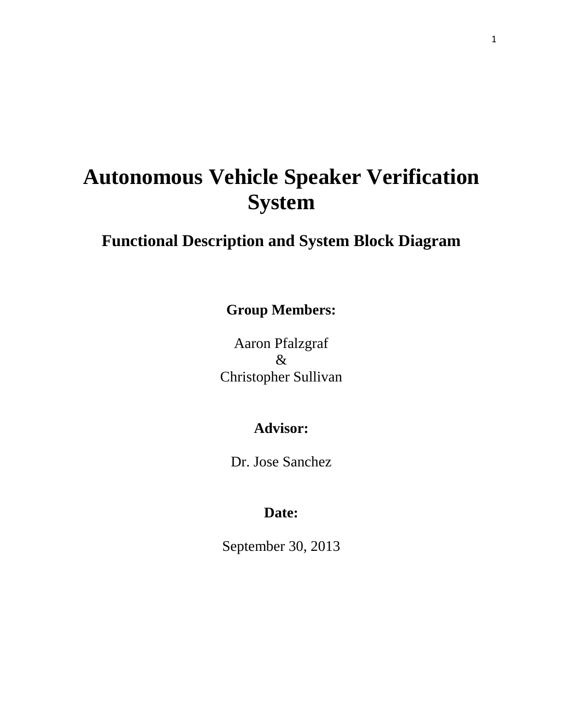# Autonomous Vehicle Speaker Verification System

## Functional Description and System Block Diagram

**Group Members:**

Aaron Pfalzgraf
&
Christopher Sullivan

**Advisor:**

Dr. Jose Sanchez

**Date:**

September 30, 2013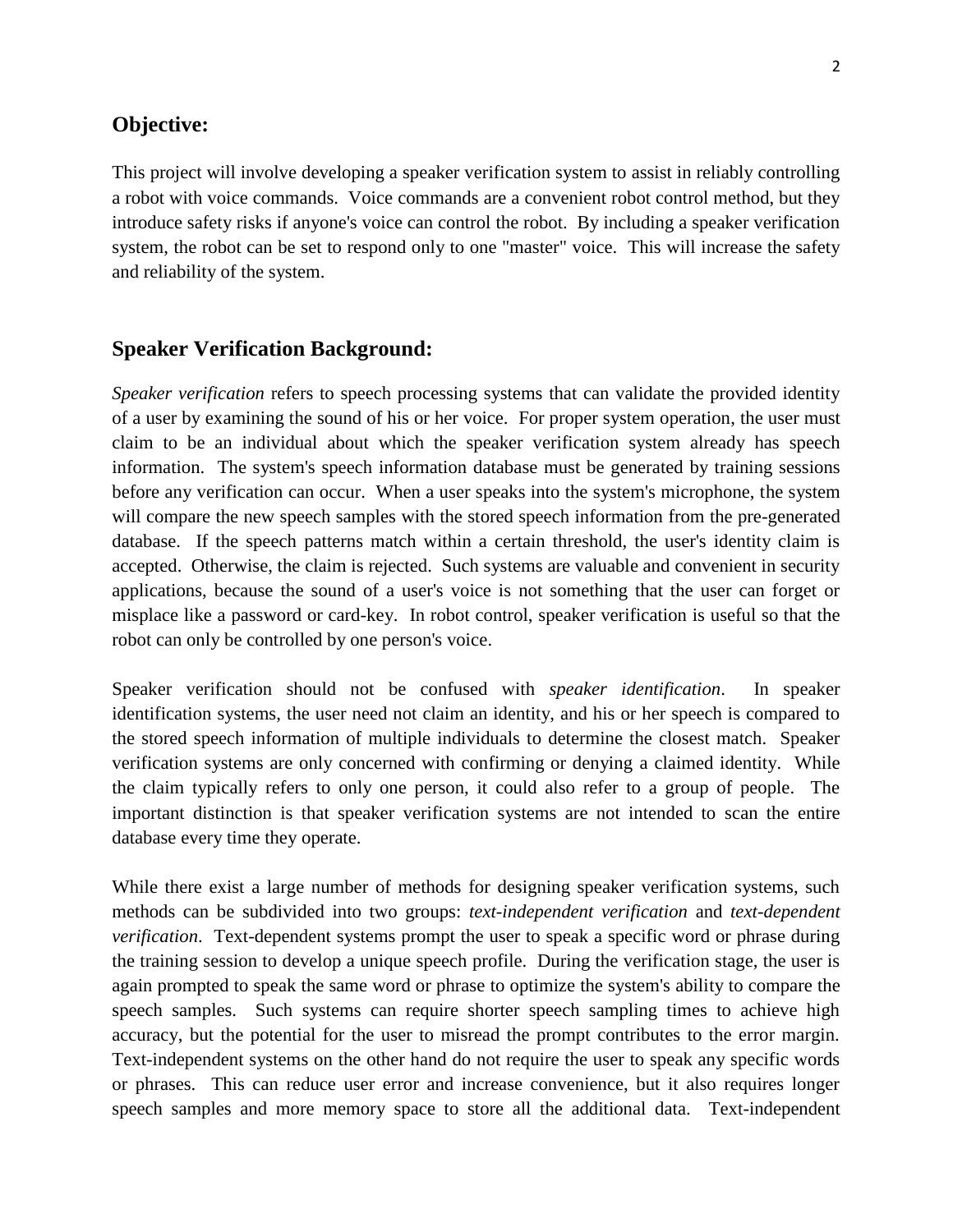## Objective:

This project will involve developing a speaker verification system to assist in reliably controlling a robot with voice commands. Voice commands are a convenient robot control method, but they introduce safety risks if anyone's voice can control the robot. By including a speaker verification system, the robot can be set to respond only to one "master" voice. This will increase the safety and reliability of the system.

## Speaker Verification Background:

*Speaker verification* refers to speech processing systems that can validate the provided identity of a user by examining the sound of his or her voice. For proper system operation, the user must claim to be an individual about which the speaker verification system already has speech information. The system's speech information database must be generated by training sessions before any verification can occur. When a user speaks into the system's microphone, the system will compare the new speech samples with the stored speech information from the pre-generated database. If the speech patterns match within a certain threshold, the user's identity claim is accepted. Otherwise, the claim is rejected. Such systems are valuable and convenient in security applications, because the sound of a user's voice is not something that the user can forget or misplace like a password or card-key. In robot control, speaker verification is useful so that the robot can only be controlled by one person's voice.

Speaker verification should not be confused with *speaker identification*. In speaker identification systems, the user need not claim an identity, and his or her speech is compared to the stored speech information of multiple individuals to determine the closest match. Speaker verification systems are only concerned with confirming or denying a claimed identity. While the claim typically refers to only one person, it could also refer to a group of people. The important distinction is that speaker verification systems are not intended to scan the entire database every time they operate.

While there exist a large number of methods for designing speaker verification systems, such methods can be subdivided into two groups: *text-independent verification* and *text-dependent verification*. Text-dependent systems prompt the user to speak a specific word or phrase during the training session to develop a unique speech profile. During the verification stage, the user is again prompted to speak the same word or phrase to optimize the system's ability to compare the speech samples. Such systems can require shorter speech sampling times to achieve high accuracy, but the potential for the user to misread the prompt contributes to the error margin. Text-independent systems on the other hand do not require the user to speak any specific words or phrases. This can reduce user error and increase convenience, but it also requires longer speech samples and more memory space to store all the additional data. Text-independent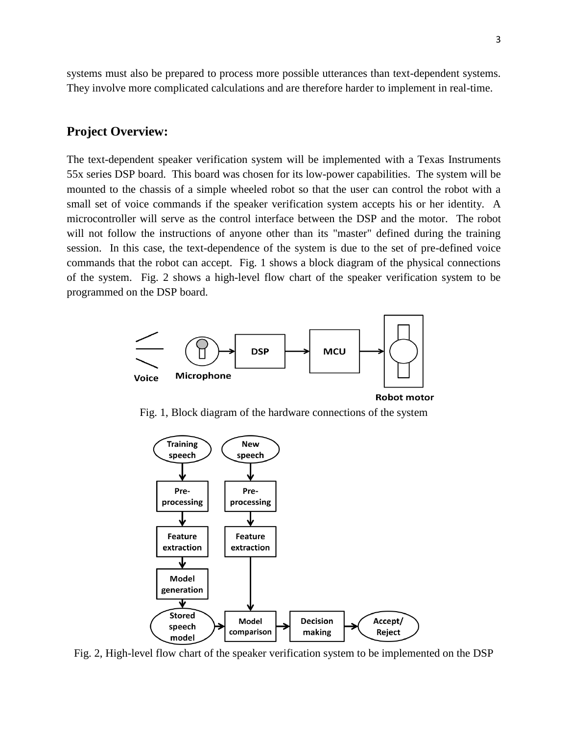systems must also be prepared to process more possible utterances than text-dependent systems. They involve more complicated calculations and are therefore harder to implement in real-time.

## Project Overview:

The text-dependent speaker verification system will be implemented with a Texas Instruments 55x series DSP board. This board was chosen for its low-power capabilities. The system will be mounted to the chassis of a simple wheeled robot so that the user can control the robot with a small set of voice commands if the speaker verification system accepts his or her identity. A microcontroller will serve as the control interface between the DSP and the motor. The robot will not follow the instructions of anyone other than its "master" defined during the training session. In this case, the text-dependence of the system is due to the set of pre-defined voice commands that the robot can accept. Fig. 1 shows a block diagram of the physical connections of the system. Fig. 2 shows a high-level flow chart of the speaker verification system to be programmed on the DSP board.

Fig. 1, Block diagram of the hardware connections of the system

Fig. 2, High-level flow chart of the speaker verification system to be implemented on the DSP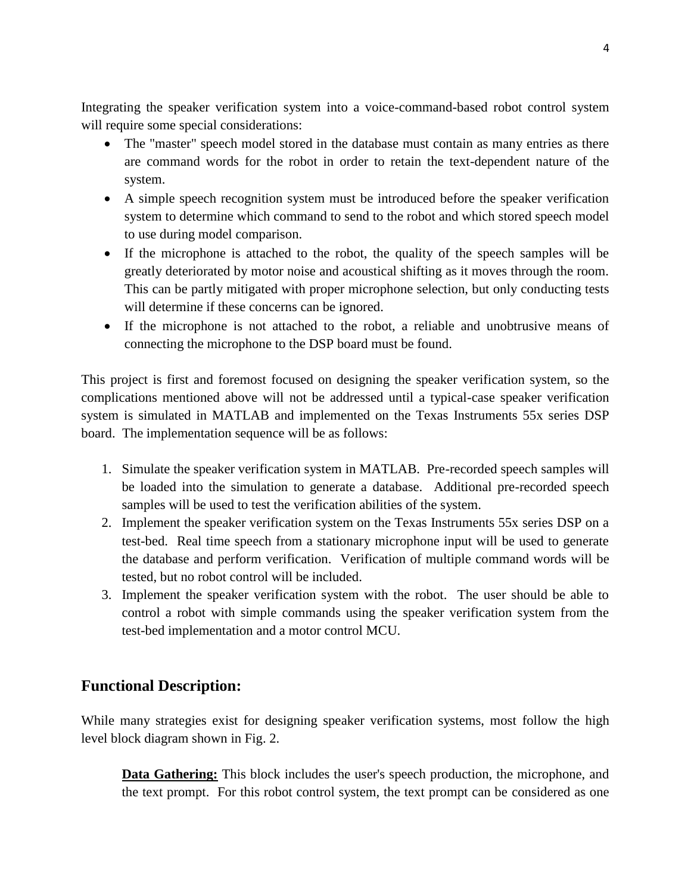Integrating the speaker verification system into a voice-command-based robot control system will require some special considerations:

- The "master" speech model stored in the database must contain as many entries as there are command words for the robot in order to retain the text-dependent nature of the system.
- A simple speech recognition system must be introduced before the speaker verification system to determine which command to send to the robot and which stored speech model to use during model comparison.
- If the microphone is attached to the robot, the quality of the speech samples will be greatly deteriorated by motor noise and acoustical shifting as it moves through the room. This can be partly mitigated with proper microphone selection, but only conducting tests will determine if these concerns can be ignored.
- If the microphone is not attached to the robot, a reliable and unobtrusive means of connecting the microphone to the DSP board must be found.

This project is first and foremost focused on designing the speaker verification system, so the complications mentioned above will not be addressed until a typical-case speaker verification system is simulated in MATLAB and implemented on the Texas Instruments 55x series DSP board. The implementation sequence will be as follows:

1. Simulate the speaker verification system in MATLAB. Pre-recorded speech samples will be loaded into the simulation to generate a database. Additional pre-recorded speech samples will be used to test the verification abilities of the system.
2. Implement the speaker verification system on the Texas Instruments 55x series DSP on a test-bed. Real time speech from a stationary microphone input will be used to generate the database and perform verification. Verification of multiple command words will be tested, but no robot control will be included.
3. Implement the speaker verification system with the robot. The user should be able to control a robot with simple commands using the speaker verification system from the test-bed implementation and a motor control MCU.

## Functional Description:

While many strategies exist for designing speaker verification systems, most follow the high level block diagram shown in Fig. 2.

**Data Gathering:** This block includes the user's speech production, the microphone, and the text prompt. For this robot control system, the text prompt can be considered as one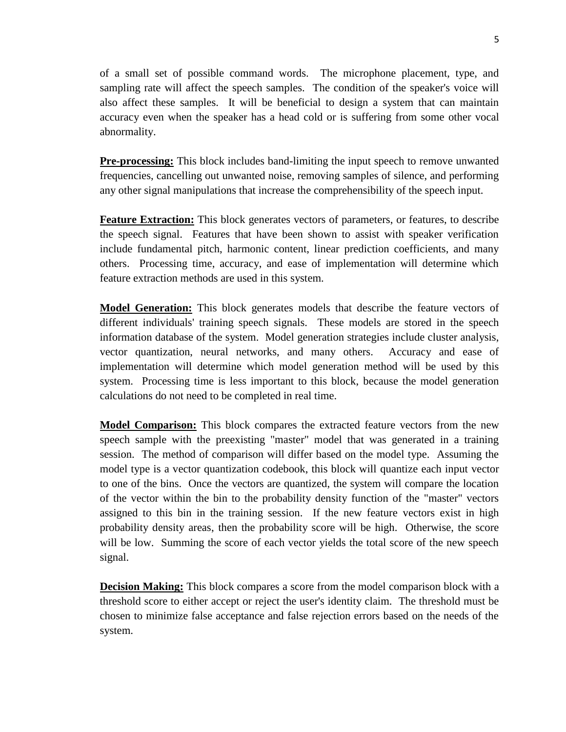of a small set of possible command words. The microphone placement, type, and sampling rate will affect the speech samples. The condition of the speaker's voice will also affect these samples. It will be beneficial to design a system that can maintain accuracy even when the speaker has a head cold or is suffering from some other vocal abnormality.

**Pre-processing:** This block includes band-limiting the input speech to remove unwanted frequencies, cancelling out unwanted noise, removing samples of silence, and performing any other signal manipulations that increase the comprehensibility of the speech input.

**Feature Extraction:** This block generates vectors of parameters, or features, to describe the speech signal. Features that have been shown to assist with speaker verification include fundamental pitch, harmonic content, linear prediction coefficients, and many others. Processing time, accuracy, and ease of implementation will determine which feature extraction methods are used in this system.

**Model Generation:** This block generates models that describe the feature vectors of different individuals' training speech signals. These models are stored in the speech information database of the system. Model generation strategies include cluster analysis, vector quantization, neural networks, and many others. Accuracy and ease of implementation will determine which model generation method will be used by this system. Processing time is less important to this block, because the model generation calculations do not need to be completed in real time.

**Model Comparison:** This block compares the extracted feature vectors from the new speech sample with the preexisting "master" model that was generated in a training session. The method of comparison will differ based on the model type. Assuming the model type is a vector quantization codebook, this block will quantize each input vector to one of the bins. Once the vectors are quantized, the system will compare the location of the vector within the bin to the probability density function of the "master" vectors assigned to this bin in the training session. If the new feature vectors exist in high probability density areas, then the probability score will be high. Otherwise, the score will be low. Summing the score of each vector yields the total score of the new speech signal.

**Decision Making:** This block compares a score from the model comparison block with a threshold score to either accept or reject the user's identity claim. The threshold must be chosen to minimize false acceptance and false rejection errors based on the needs of the system.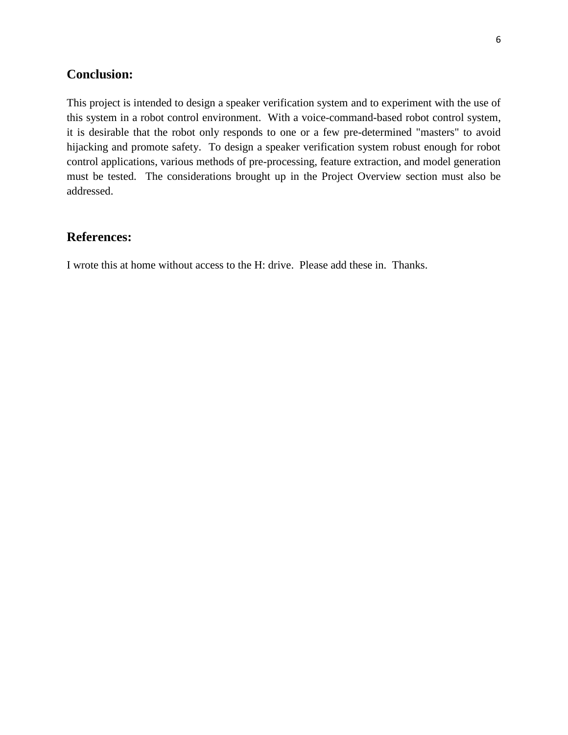## Conclusion:

This project is intended to design a speaker verification system and to experiment with the use of this system in a robot control environment. With a voice-command-based robot control system, it is desirable that the robot only responds to one or a few pre-determined "masters" to avoid hijacking and promote safety. To design a speaker verification system robust enough for robot control applications, various methods of pre-processing, feature extraction, and model generation must be tested. The considerations brought up in the Project Overview section must also be addressed.

## References:

I wrote this at home without access to the H: drive. Please add these in. Thanks.